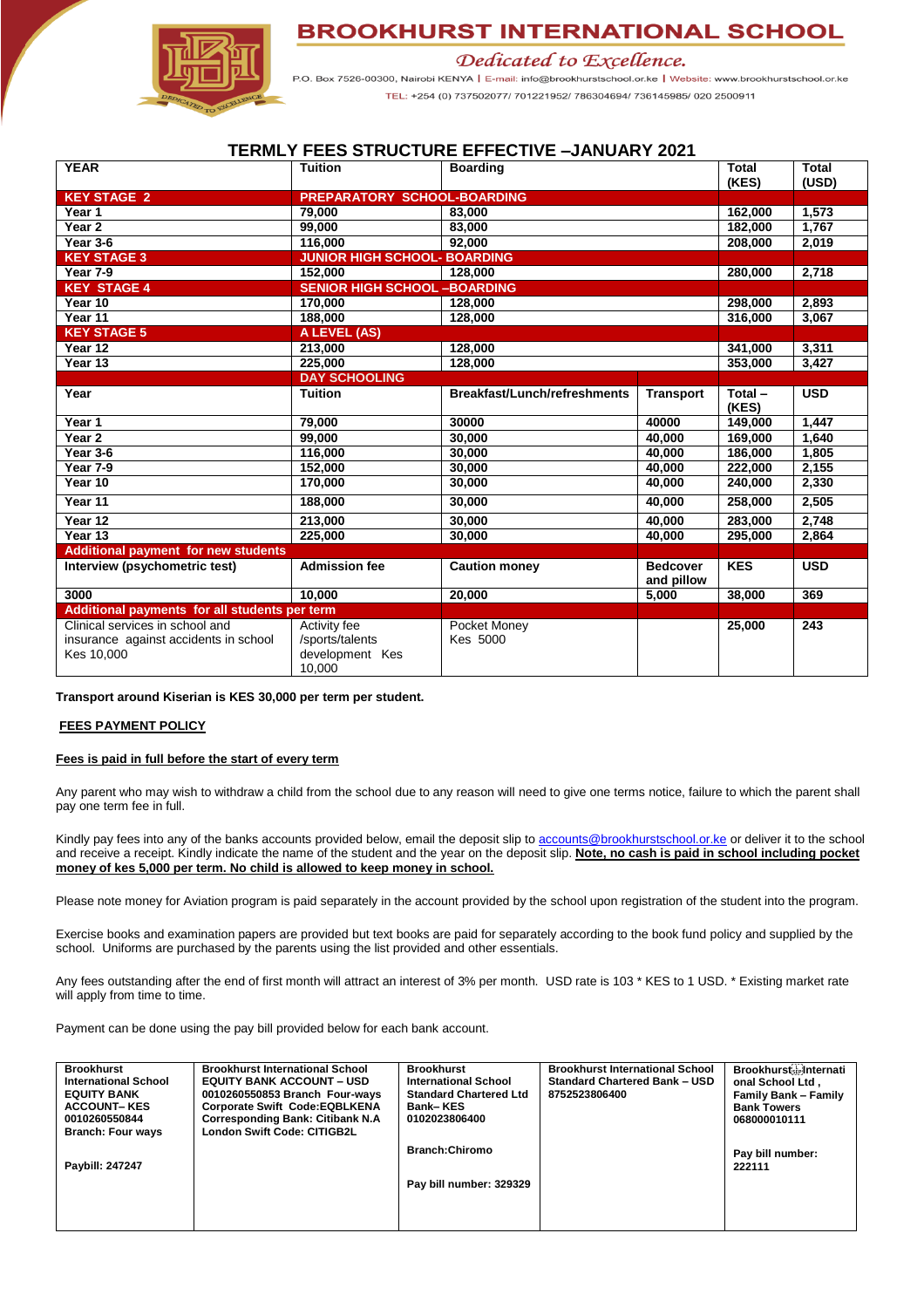# BROOKHURST INTERNATIONAL SCHOOL

*Dedicated to Excellence.*

P.O. Box 7526-00300, Nairobi KENYA | E-mail: info@brookhurstschool.or.ke | Website: www.brookhurstschool.or.ke

TEL: +254 (0) 737502077/ 701221952/ 786304694/ 736145985/ 020 2500911

## TERMLY FEES STRUCTURE EFFECTIVE –JANUARY 2021

| YEAR | Tuition | Boarding | | Total (KES) | Total (USD) |
|---|---|---|---|---|---|
| **KEY STAGE 2** | **PREPARATORY SCHOOL-BOARDING** | | | | |
| Year 1 | 79,000 | 83,000 | | 162,000 | 1,573 |
| Year 2 | 99,000 | 83,000 | | 182,000 | 1,767 |
| Year 3-6 | 116,000 | 92,000 | | 208,000 | 2,019 |
| **KEY STAGE 3** | **JUNIOR HIGH SCHOOL- BOARDING** | | | | |
| Year 7-9 | 152,000 | 128,000 | | 280,000 | 2,718 |
| **KEY STAGE 4** | **SENIOR HIGH SCHOOL –BOARDING** | | | | |
| Year 10 | 170,000 | 128,000 | | 298,000 | 2,893 |
| Year 11 | 188,000 | 128,000 | | 316,000 | 3,067 |
| **KEY STAGE 5** | **A LEVEL (AS)** | | | | |
| Year 12 | 213,000 | 128,000 | | 341,000 | 3,311 |
| Year 13 | 225,000 | 128,000 | | 353,000 | 3,427 |
| | **DAY SCHOOLING** | | | | |
| **Year** | **Tuition** | **Breakfast/Lunch/refreshments** | **Transport** | **Total – (KES)** | **USD** |
| Year 1 | 79,000 | 30000 | 40000 | 149,000 | 1,447 |
| Year 2 | 99,000 | 30,000 | 40,000 | 169,000 | 1,640 |
| Year 3-6 | 116,000 | 30,000 | 40,000 | 186,000 | 1,805 |
| Year 7-9 | 152,000 | 30,000 | 40,000 | 222,000 | 2,155 |
| Year 10 | 170,000 | 30,000 | 40,000 | 240,000 | 2,330 |
| Year 11 | 188,000 | 30,000 | 40,000 | 258,000 | 2,505 |
| Year 12 | 213,000 | 30,000 | 40,000 | 283,000 | 2,748 |
| Year 13 | 225,000 | 30,000 | 40,000 | 295,000 | 2,864 |
| **Additional payment for new students** | | | | | |
| **Interview (psychometric test)** | **Admission fee** | **Caution money** | **Bedcover and pillow** | **KES** | **USD** |
| 3000 | 10,000 | 20,000 | 5,000 | 38,000 | 369 |
| **Additional payments for all students per term** | | | | | |
| Clinical services in school and insurance against accidents in school Kes 10,000 | Activity fee /sports/talents development Kes 10,000 | Pocket Money Kes 5000 | | 25,000 | 243 |

**Transport around Kiserian is KES 30,000 per term per student.**

**FEES PAYMENT POLICY**

**Fees is paid in full before the start of every term**

Any parent who may wish to withdraw a child from the school due to any reason will need to give one terms notice, failure to which the parent shall pay one term fee in full.

Kindly pay fees into any of the banks accounts provided below, email the deposit slip to accounts@brookhurstschool.or.ke or deliver it to the school and receive a receipt. Kindly indicate the name of the student and the year on the deposit slip. **Note, no cash is paid in school including pocket money of kes 5,000 per term. No child is allowed to keep money in school.**

Please note money for Aviation program is paid separately in the account provided by the school upon registration of the student into the program.

Exercise books and examination papers are provided but text books are paid for separately according to the book fund policy and supplied by the school. Uniforms are purchased by the parents using the list provided and other essentials.

Any fees outstanding after the end of first month will attract an interest of 3% per month. USD rate is 103 * KES to 1 USD. * Existing market rate will apply from time to time.

Payment can be done using the pay bill provided below for each bank account.

| Brookhurst International School EQUITY BANK ACCOUNT– KES 0010260550844 Branch: Four ways<br><br>Paybill: 247247 | Brookhurst International School EQUITY BANK ACCOUNT – USD 0010260550853 Branch Four-ways Corporate Swift Code:EQBLKENA Corresponding Bank: Citibank N.A London Swift Code: CITIGB2L | Brookhurst International School Standard Chartered Ltd Bank– KES 0102023806400<br><br>Branch:Chiromo<br><br>Pay bill number: 329329 | Brookhurst International School Standard Chartered Bank – USD 8752523806400 | Brookhurst International School Ltd , Family Bank – Family Bank Towers 068000010111<br><br>Pay bill number: 222111 |
|---|---|---|---|---|